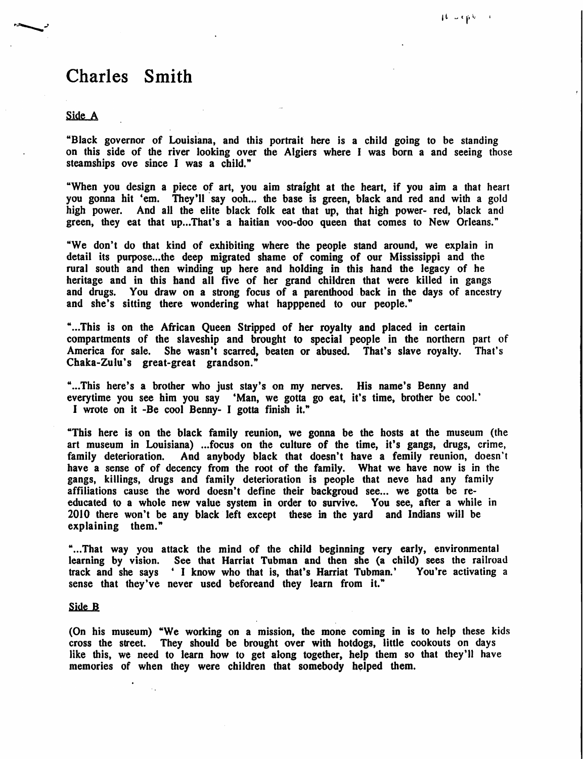# Charles Smith

Side A

"Black governor of Louisiana, and this portrait here is a child going to be standing on this side of the river looking over the Algiers where I was born a and seeing those steamships ove since I was a child."

"When you design a piece of art, you aim straight at the heart, if you aim a that heart you gonna hit 'em. They'll say ooh... the base is green, black and red and with a gold high power. And all the elite black folk eat that up, that high power- red, black and green, they eat that up...That's a haitian voo-doo queen that comes to New Orleans."

"We don't do that kind of exhibiting where the people stand around, we explain in detail its purpose...the deep migrated shame of coming of our Mississippi and the rural south and then winding up here and holding in this hand the legacy of he heritage and in this hand all five of her grand children that were killed in gangs and drugs. You draw on a strong focus of a parenthood back in the days of ancestry and she's sitting there wondering what happpened to our people."

"...This is on the African Queen Stripped of her royalty and placed in certain compartments of the slaveship and brought to special people in the northern part of America for sale. She wasn't scarred, beaten or abused. That's slave royalty. That's Chaka-Zulu's great-great grandson."

"...This here's a brother who just stay's on my nerves. His name's Benny and everytime you see him you say 'Man, we gotta go eat, it's time, brother be cool.' I wrote on it -Be cool Benny- I gotta finish it."

"This here is on the black family reunion, we gonna be the hosts at the museum (the art museum in Louisiana) ...focus on the culture of the time, it's gangs, drugs, crime, family deterioration. And anybody black that doesn't have a femily reunion, doesn't have a sense of of decency from the root of the family. What we have now is in the gangs, killings, drugs and family deterioration is people that neve had any family affiliations cause the word doesn't define their backgroud see... we gotta be re-educated to a whole new value system in order to survive. You see, after a while in 2010 there won't be any black left except these in the yard and Indians will be explaining them."

"...That way you attack the mind of the child beginning very early, environmental learning by vision. See that Harriat Tubman and then she (a child) sees the railroad track and she says ' I know who that is, that's Harriat Tubman.' You're activating a sense that they've never used beforeand they learn from it."

Side B

(On his museum) "We working on a mission, the mone coming in is to help these kids cross the street. They should be brought over with hotdogs, little cookouts on days like this, we need to learn how to get along together, help them so that they'll have memories of when they were children that somebody helped them.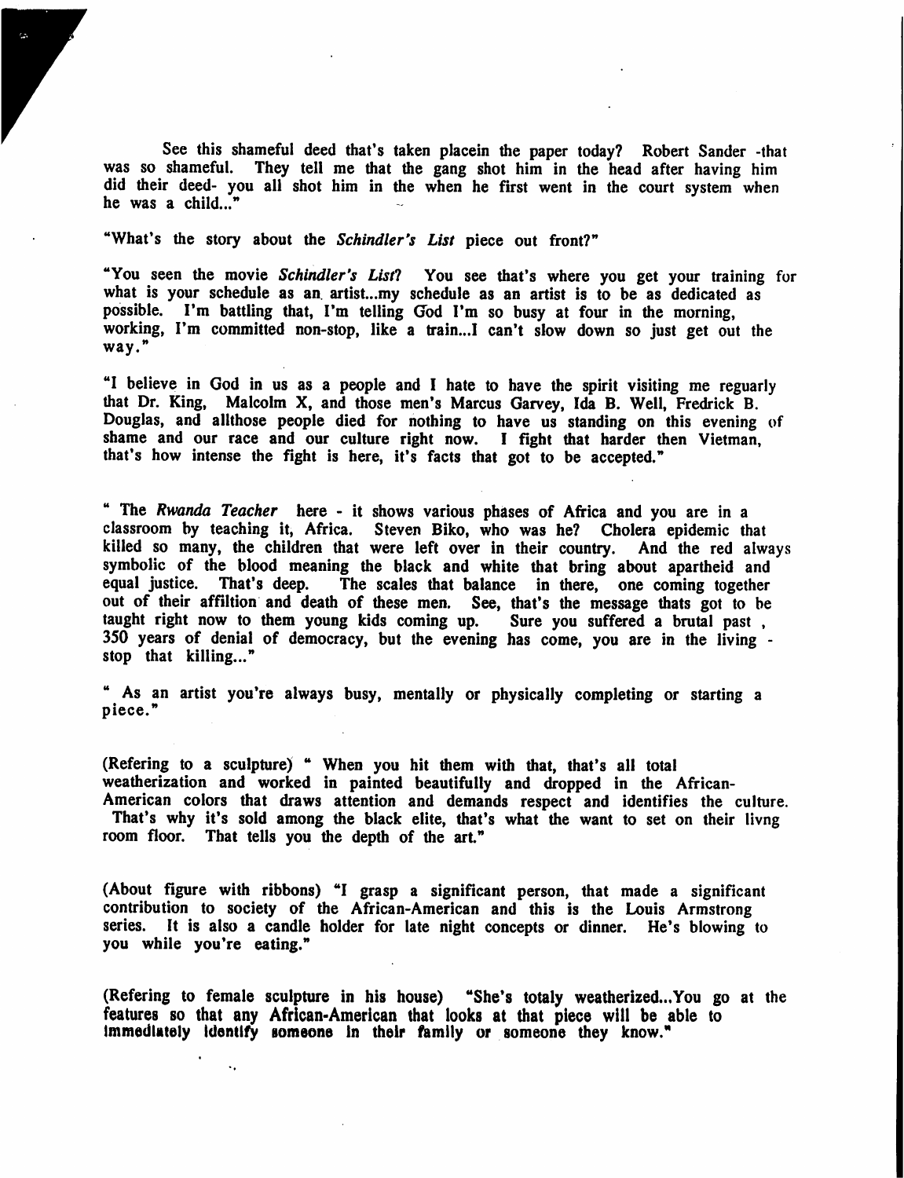See this shameful deed that's taken placein the paper today? Robert Sander -that was so shameful. They tell me that the gang shot him in the head after having him did their deed- you all shot him in the when he first went in the court system when he was a child..."

"What's the story about the *Schindler's List* piece out front?"

"You seen the movie *Schindler's List*? You see that's where you get your training for what is your schedule as an artist...my schedule as an artist is to be as dedicated as possible. I'm battling that, I'm telling God I'm so busy at four in the morning, working, I'm committed non-stop, like a train...I can't slow down so just get out the way."

"I believe in God in us as a people and I hate to have the spirit visiting me reguarly that Dr. King, Malcolm X, and those men's Marcus Garvey, Ida B. Well, Fredrick B. Douglas, and allthose people died for nothing to have us standing on this evening of shame and our race and our culture right now. I fight that harder then Vietman, that's how intense the fight is here, it's facts that got to be accepted."

" The *Rwanda Teacher* here - it shows various phases of Africa and you are in a classroom by teaching it, Africa. Steven Biko, who was he? Cholera epidemic that killed so many, the children that were left over in their country. And the red always symbolic of the blood meaning the black and white that bring about apartheid and equal justice. That's deep. The scales that balance in there, one coming together out of their affiltion and death of these men. See, that's the message thats got to be taught right now to them young kids coming up. Sure you suffered a brutal past , 350 years of denial of democracy, but the evening has come, you are in the living - stop that killing..."

" As an artist you're always busy, mentally or physically completing or starting a piece."

(Refering to a sculpture) " When you hit them with that, that's all total weatherization and worked in painted beautifully and dropped in the African-American colors that draws attention and demands respect and identifies the culture. That's why it's sold among the black elite, that's what the want to set on their livng room floor. That tells you the depth of the art."

(About figure with ribbons) "I grasp a significant person, that made a significant contribution to society of the African-American and this is the Louis Armstrong series. It is also a candle holder for late night concepts or dinner. He's blowing to you while you're eating."

(Refering to female sculpture in his house) "She's totaly weatherized...You go at the features so that any African-American that looks at that piece will be able to immediately identify someone in their family or someone they know."